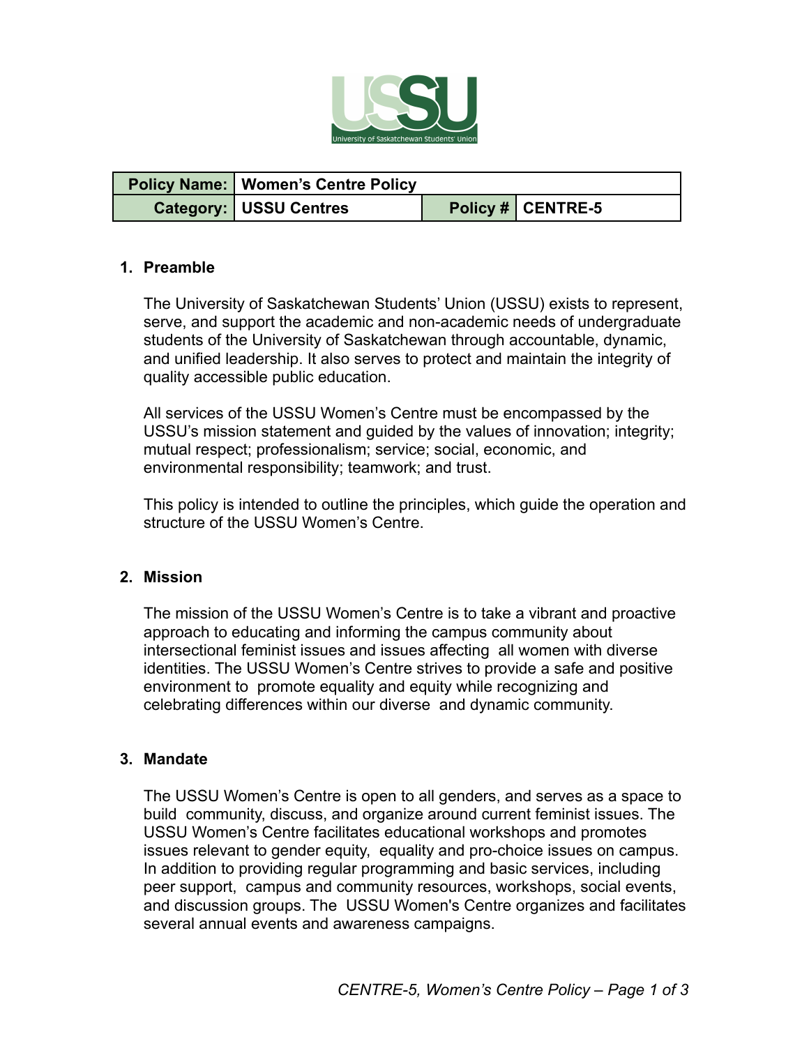| Policy Name: | Women's Centre Policy | | |
|---|---|---|---|
| Category: | USSU Centres | Policy # | CENTRE-5 |

## 1. Preamble

The University of Saskatchewan Students' Union (USSU) exists to represent, serve, and support the academic and non-academic needs of undergraduate students of the University of Saskatchewan through accountable, dynamic, and unified leadership. It also serves to protect and maintain the integrity of quality accessible public education.

All services of the USSU Women's Centre must be encompassed by the USSU's mission statement and guided by the values of innovation; integrity; mutual respect; professionalism; service; social, economic, and environmental responsibility; teamwork; and trust.

This policy is intended to outline the principles, which guide the operation and structure of the USSU Women's Centre.

## 2. Mission

The mission of the USSU Women's Centre is to take a vibrant and proactive approach to educating and informing the campus community about intersectional feminist issues and issues affecting all women with diverse identities. The USSU Women's Centre strives to provide a safe and positive environment to promote equality and equity while recognizing and celebrating differences within our diverse and dynamic community.

## 3. Mandate

The USSU Women's Centre is open to all genders, and serves as a space to build community, discuss, and organize around current feminist issues. The USSU Women's Centre facilitates educational workshops and promotes issues relevant to gender equity, equality and pro-choice issues on campus. In addition to providing regular programming and basic services, including peer support, campus and community resources, workshops, social events, and discussion groups. The USSU Women's Centre organizes and facilitates several annual events and awareness campaigns.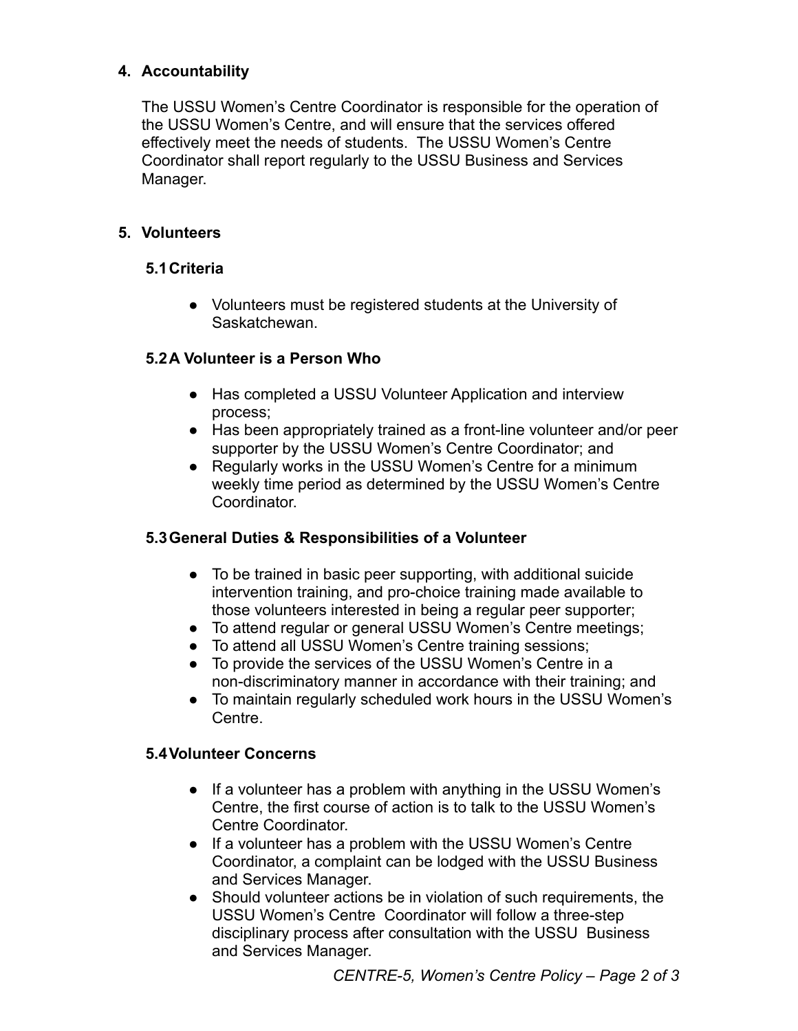## 4. Accountability

The USSU Women's Centre Coordinator is responsible for the operation of the USSU Women's Centre, and will ensure that the services offered effectively meet the needs of students. The USSU Women's Centre Coordinator shall report regularly to the USSU Business and Services Manager.

## 5. Volunteers

### 5.1 Criteria

- Volunteers must be registered students at the University of Saskatchewan.

### 5.2 A Volunteer is a Person Who

- Has completed a USSU Volunteer Application and interview process;
- Has been appropriately trained as a front-line volunteer and/or peer supporter by the USSU Women's Centre Coordinator; and
- Regularly works in the USSU Women's Centre for a minimum weekly time period as determined by the USSU Women's Centre Coordinator.

### 5.3 General Duties & Responsibilities of a Volunteer

- To be trained in basic peer supporting, with additional suicide intervention training, and pro-choice training made available to those volunteers interested in being a regular peer supporter;
- To attend regular or general USSU Women's Centre meetings;
- To attend all USSU Women's Centre training sessions;
- To provide the services of the USSU Women's Centre in a non-discriminatory manner in accordance with their training; and
- To maintain regularly scheduled work hours in the USSU Women's Centre.

### 5.4 Volunteer Concerns

- If a volunteer has a problem with anything in the USSU Women's Centre, the first course of action is to talk to the USSU Women's Centre Coordinator.
- If a volunteer has a problem with the USSU Women's Centre Coordinator, a complaint can be lodged with the USSU Business and Services Manager.
- Should volunteer actions be in violation of such requirements, the USSU Women's Centre Coordinator will follow a three-step disciplinary process after consultation with the USSU Business and Services Manager.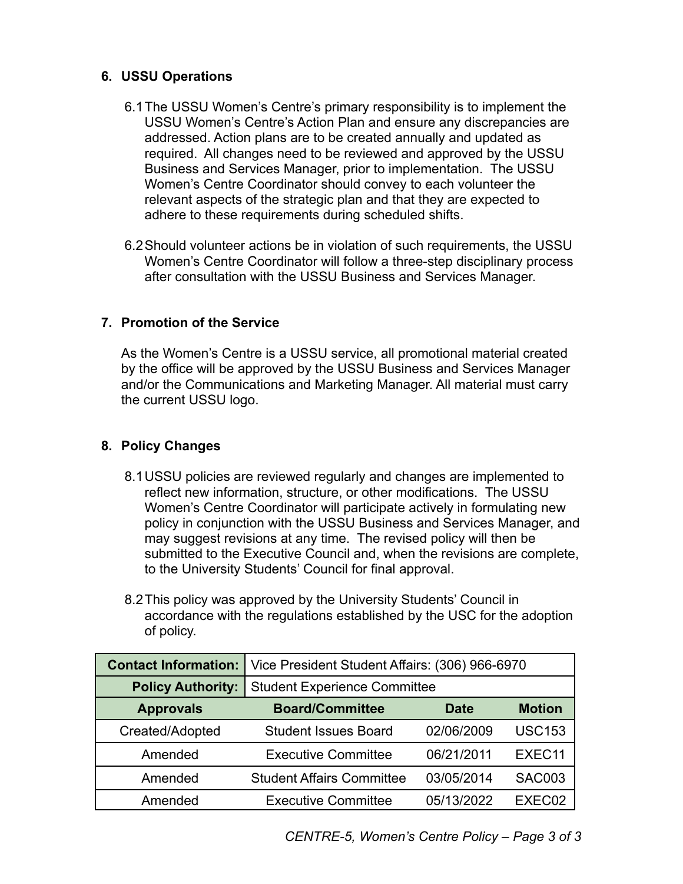## 6. USSU Operations

6.1 The USSU Women's Centre's primary responsibility is to implement the USSU Women's Centre's Action Plan and ensure any discrepancies are addressed. Action plans are to be created annually and updated as required. All changes need to be reviewed and approved by the USSU Business and Services Manager, prior to implementation. The USSU Women's Centre Coordinator should convey to each volunteer the relevant aspects of the strategic plan and that they are expected to adhere to these requirements during scheduled shifts.

6.2 Should volunteer actions be in violation of such requirements, the USSU Women's Centre Coordinator will follow a three-step disciplinary process after consultation with the USSU Business and Services Manager.

## 7. Promotion of the Service

As the Women's Centre is a USSU service, all promotional material created by the office will be approved by the USSU Business and Services Manager and/or the Communications and Marketing Manager. All material must carry the current USSU logo.

## 8. Policy Changes

8.1 USSU policies are reviewed regularly and changes are implemented to reflect new information, structure, or other modifications. The USSU Women's Centre Coordinator will participate actively in formulating new policy in conjunction with the USSU Business and Services Manager, and may suggest revisions at any time. The revised policy will then be submitted to the Executive Council and, when the revisions are complete, to the University Students' Council for final approval.

8.2 This policy was approved by the University Students' Council in accordance with the regulations established by the USC for the adoption of policy.

| **Contact Information:** | Vice President Student Affairs: (306) 966-6970 | | |
|---|---|---|---|
| **Policy Authority:** | Student Experience Committee | | |
| **Approvals** | **Board/Committee** | **Date** | **Motion** |
| Created/Adopted | Student Issues Board | 02/06/2009 | USC153 |
| Amended | Executive Committee | 06/21/2011 | EXEC11 |
| Amended | Student Affairs Committee | 03/05/2014 | SAC003 |
| Amended | Executive Committee | 05/13/2022 | EXEC02 |